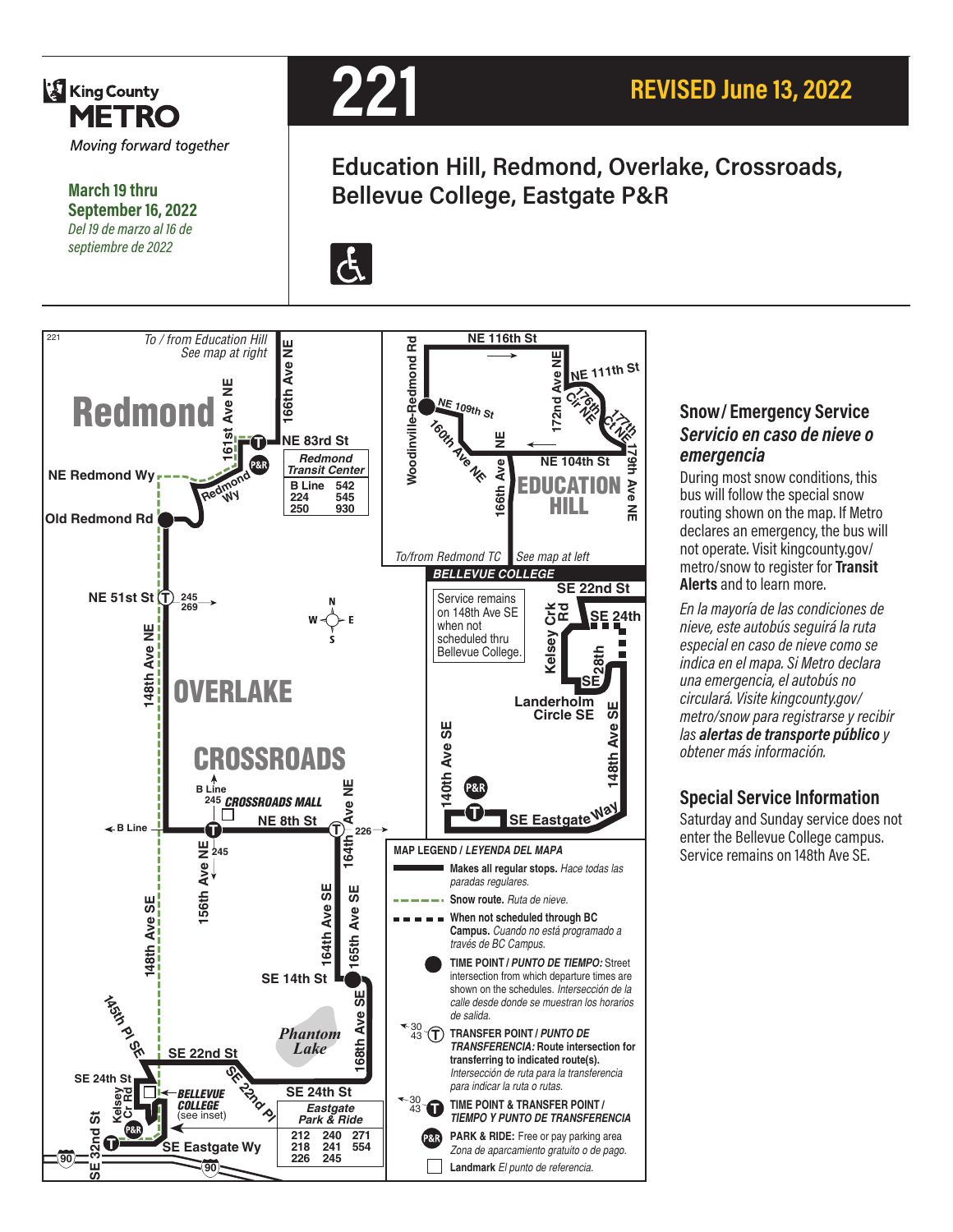King County METRO
*Moving forward together*

**March 19 thru September 16, 2022**
*Del 19 de marzo al 16 de septiembre de 2022*

# 221

## REVISED June 13, 2022

## Education Hill, Redmond, Overlake, Crossroads, Bellevue College, Eastgate P&R

To / from Education Hill
See map at right

Redmond

NE Redmond Wy

Old Redmond Rd

166th Ave NE

161st Ave NE

NE 83rd St

Redmond Wy

Redmond Transit Center

| B Line | 542 |
|---|---|
| 224 | 545 |
| 250 | 930 |

NE 51st St 245 269

148th Ave NE

OVERLAKE

CROSSROADS

B Line 245 CROSSROADS MALL

NE 8th St

B Line

156th Ave NE 245

164th Ave NE 226

164th Ave SE

165th Ave SE

148th Ave SE

SE 14th St

145th Pl SE

SE 22nd St

Phantom Lake

168th Ave SE

SE 22nd Pl

SE 24th St

SE 24th St

Kelsey Cr Rd

BELLEVUE COLLEGE (see inset)

Eastgate Park & Ride

| 212 | 240 | 271 |
|---|---|---|
| 218 | 241 | 554 |
| 226 | 245 | |

SE 32nd St

SE Eastgate Wy

90

NE 116th St

Woodinville-Redmond Rd

NE 109th St

160th Ave NE

166th Ave NE

172nd Ave NE

NE 111th St

176th Cir NE

177th Ct NE

179th Ave NE

NE 104th St

EDUCATION HILL

To/from Redmond TC

See map at left

BELLEVUE COLLEGE

SE 22nd St

Service remains on 148th Ave SE when not scheduled thru Bellevue College.

Kelsey Crk Rd

SE 24th

SE 28th

Landerholm Circle SE

148th Ave SE

140th Ave SE

SE Eastgate Way

**MAP LEGEND / *LEYENDA DEL MAPA***

- **Makes all regular stops.** *Hace todas las paradas regulares.*
- **Snow route.** *Ruta de nieve.*
- **When not scheduled through BC Campus.** *Cuando no está programado a través de BC Campus.*
- **TIME POINT / *PUNTO DE TIEMPO:*** Street intersection from which departure times are shown on the schedules. *Intersección de la calle desde donde se muestran los horarios de salida.*
- **TRANSFER POINT / *PUNTO DE TRANSFERENCIA:* Route intersection for transferring to indicated route(s).** *Intersección de ruta para la transferencia para indicar la ruta o rutas.*
- **TIME POINT & TRANSFER POINT / *TIEMPO Y PUNTO DE TRANSFERENCIA***
- **PARK & RIDE:** Free or pay parking area *Zona de aparcamiento gratuito o de pago.*
- **Landmark** *El punto de referencia.*

## Snow / Emergency Service
## *Servicio en caso de nieve o emergencia*

During most snow conditions, this bus will follow the special snow routing shown on the map. If Metro declares an emergency, the bus will not operate. Visit kingcounty.gov/metro/snow to register for **Transit Alerts** and to learn more.

*En la mayoría de las condiciones de nieve, este autobús seguirá la ruta especial en caso de nieve como se indica en el mapa. Si Metro declara una emergencia, el autobús no circulará. Visite kingcounty.gov/metro/snow para registrarse y recibir las **alertas de transporte público** y obtener más información.*

## Special Service Information

Saturday and Sunday service does not enter the Bellevue College campus. Service remains on 148th Ave SE.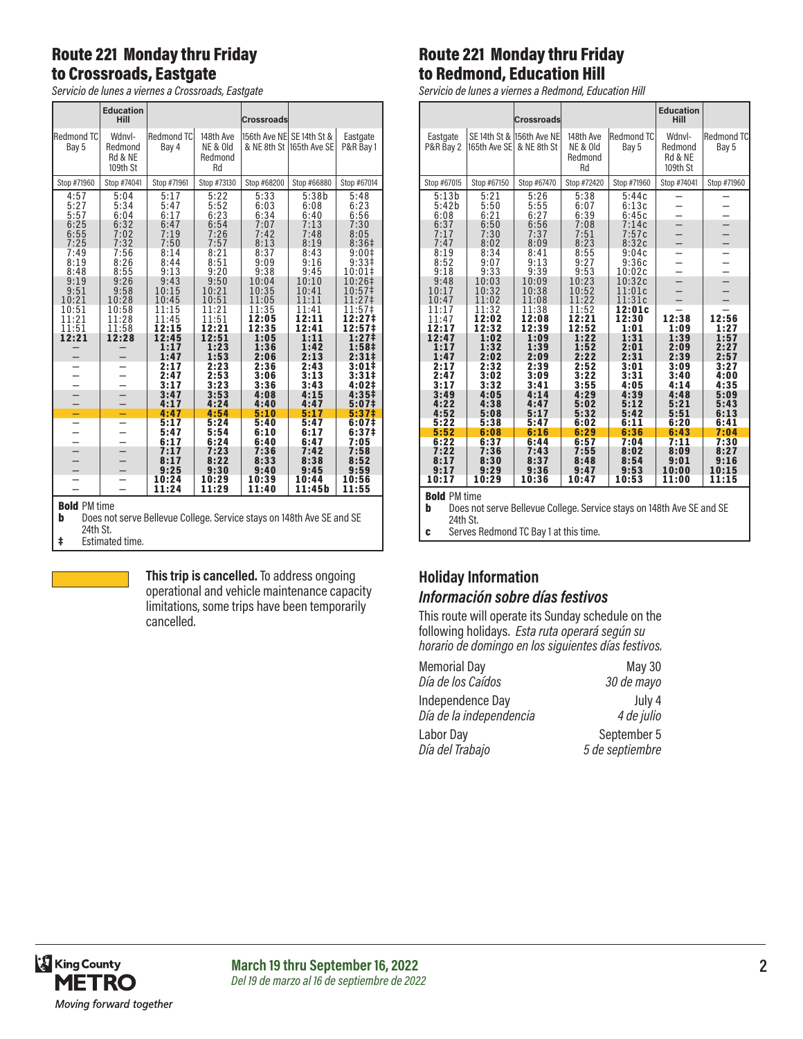## Route 221 Monday thru Friday to Crossroads, Eastgate

*Servicio de lunes a viernes a Crossroads, Eastgate*

| | Education Hill | | | Crossroads | | |
|---|---|---|---|---|---|---|
| Redmond TC Bay 5 | Wdnvl-Redmond Rd & NE 109th St | Redmond TC Bay 4 | 148th Ave NE & Old Redmond Rd | 156th Ave NE & NE 8th St | SE 14th St & 165th Ave SE | Eastgate P&R Bay 1 |
| Stop #71960 | Stop #74041 | Stop #71961 | Stop #73130 | Stop #68200 | Stop #66880 | Stop #67014 |
| 4:57 | 5:04 | 5:17 | 5:22 | 5:33 | 5:38b | 5:48 |
| 5:27 | 5:34 | 5:47 | 5:52 | 6:03 | 6:08 | 6:23 |
| 5:57 | 6:04 | 6:17 | 6:23 | 6:34 | 6:40 | 6:56 |
| 6:25 | 6:32 | 6:47 | 6:54 | 7:07 | 7:13 | 7:30 |
| 6:55 | 7:02 | 7:19 | 7:26 | 7:42 | 7:48 | 8:05 |
| 7:25 | 7:32 | 7:50 | 7:57 | 8:13 | 8:19 | 8:36‡ |
| 7:49 | 7:56 | 8:14 | 8:21 | 8:37 | 8:43 | 9:00‡ |
| 8:19 | 8:26 | 8:44 | 8:51 | 9:09 | 9:16 | 9:33‡ |
| 8:48 | 8:55 | 9:13 | 9:20 | 9:38 | 9:45 | 10:01‡ |
| 9:19 | 9:26 | 9:43 | 9:50 | 10:04 | 10:10 | 10:26‡ |
| 9:51 | 9:58 | 10:15 | 10:21 | 10:35 | 10:41 | 10:57‡ |
| 10:21 | 10:28 | 10:45 | 10:51 | 11:05 | 11:11 | 11:27‡ |
| 10:51 | 10:58 | 11:15 | 11:21 | 11:35 | 11:41 | 11:57‡ |
| 11:21 | 11:28 | 11:45 | 11:51 | **12:05** | **12:11** | **12:27‡** |
| 11:51 | 11:58 | **12:15** | **12:21** | **12:35** | **12:41** | **12:57‡** |
| **12:21** | **12:28** | **12:45** | **12:51** | **1:05** | **1:11** | **1:27‡** |
| – | – | **1:17** | **1:23** | **1:36** | **1:42** | **1:58‡** |
| – | – | **1:47** | **1:53** | **2:06** | **2:13** | **2:31‡** |
| – | – | **2:17** | **2:23** | **2:36** | **2:43** | **3:01‡** |
| – | – | **2:47** | **2:53** | **3:06** | **3:13** | **3:31‡** |
| – | – | **3:17** | **3:23** | **3:36** | **3:43** | **4:02‡** |
| – | – | **3:47** | **3:53** | **4:08** | **4:15** | **4:35‡** |
| – | – | **4:17** | **4:24** | **4:40** | **4:47** | **5:07‡** |
| – | – | **4:47** | **4:54** | **5:10** | **5:17** | **5:37‡** |
| – | – | **5:17** | **5:24** | **5:40** | **5:47** | **6:07‡** |
| – | – | **5:47** | **5:54** | **6:10** | **6:17** | **6:37‡** |
| – | – | **6:17** | **6:24** | **6:40** | **6:47** | **7:05** |
| – | – | **7:17** | **7:23** | **7:36** | **7:42** | **7:58** |
| – | – | **8:17** | **8:22** | **8:33** | **8:38** | **8:52** |
| – | – | **9:25** | **9:30** | **9:40** | **9:45** | **9:59** |
| – | – | **10:24** | **10:29** | **10:39** | **10:44** | **10:56** |
| – | – | **11:24** | **11:29** | **11:40** | **11:45b** | **11:55** |

**Bold** PM time
**b** Does not serve Bellevue College. Service stays on 148th Ave SE and SE 24th St.
**‡** Estimated time.

**This trip is cancelled.** To address ongoing operational and vehicle maintenance capacity limitations, some trips have been temporarily cancelled. (Highlighted trip: 4:47 PM from Redmond TC Bay 4.)

## Route 221 Monday thru Friday to Redmond, Education Hill

*Servicio de lunes a viernes a Redmond, Education Hill*

| | | Crossroads | | | Education Hill | |
|---|---|---|---|---|---|---|
| Eastgate P&R Bay 2 | SE 14th St & 165th Ave SE | 156th Ave NE & NE 8th St | 148th Ave NE & Old Redmond Rd | Redmond TC Bay 5 | Wdnvl-Redmond Rd & NE 109th St | Redmond TC Bay 5 |
| Stop #67015 | Stop #67150 | Stop #67470 | Stop #72420 | Stop #71960 | Stop #74041 | Stop #71960 |
| 5:13b | 5:21 | 5:26 | 5:38 | 5:44c | – | – |
| 5:42b | 5:50 | 5:55 | 6:07 | 6:13c | – | – |
| 6:08 | 6:21 | 6:27 | 6:39 | 6:45c | – | – |
| 6:37 | 6:50 | 6:56 | 7:08 | 7:14c | – | – |
| 7:17 | 7:30 | 7:37 | 7:51 | 7:57c | – | – |
| 7:47 | 8:02 | 8:09 | 8:23 | 8:32c | – | – |
| 8:19 | 8:34 | 8:41 | 8:55 | 9:04c | – | – |
| 8:52 | 9:07 | 9:13 | 9:27 | 9:36c | – | – |
| 9:18 | 9:33 | 9:39 | 9:53 | 10:02c | – | – |
| 9:48 | 10:03 | 10:09 | 10:23 | 10:32c | – | – |
| 10:17 | 10:32 | 10:38 | 10:52 | 11:01c | – | – |
| 10:47 | 11:02 | 11:08 | 11:22 | 11:31c | – | – |
| 11:17 | 11:32 | 11:38 | 11:52 | **12:01c** | – | – |
| 11:47 | **12:02** | **12:08** | **12:21** | **12:30** | **12:38** | **12:56** |
| **12:17** | **12:32** | **12:39** | **12:52** | **1:01** | **1:09** | **1:27** |
| **12:47** | **1:02** | **1:09** | **1:22** | **1:31** | **1:39** | **1:57** |
| **1:17** | **1:32** | **1:39** | **1:52** | **2:01** | **2:09** | **2:27** |
| **1:47** | **2:02** | **2:09** | **2:22** | **2:31** | **2:39** | **2:57** |
| **2:17** | **2:32** | **2:39** | **2:52** | **3:01** | **3:09** | **3:27** |
| **2:47** | **3:02** | **3:09** | **3:22** | **3:31** | **3:40** | **4:00** |
| **3:17** | **3:32** | **3:41** | **3:55** | **4:05** | **4:14** | **4:35** |
| **3:49** | **4:05** | **4:14** | **4:29** | **4:39** | **4:48** | **5:09** |
| **4:22** | **4:38** | **4:47** | **5:02** | **5:12** | **5:21** | **5:43** |
| **4:52** | **5:08** | **5:17** | **5:32** | **5:42** | **5:51** | **6:13** |
| **5:22** | **5:38** | **5:47** | **6:02** | **6:11** | **6:20** | **6:41** |
| **5:52** | **6:08** | **6:16** | **6:29** | **6:36** | **6:43** | **7:04** |
| **6:22** | **6:37** | **6:44** | **6:57** | **7:04** | **7:11** | **7:30** |
| **7:22** | **7:36** | **7:43** | **7:55** | **8:02** | **8:09** | **8:27** |
| **8:17** | **8:30** | **8:37** | **8:48** | **8:54** | **9:01** | **9:16** |
| **9:17** | **9:29** | **9:36** | **9:47** | **9:53** | **10:00** | **10:15** |
| **10:17** | **10:29** | **10:36** | **10:47** | **10:53** | **11:00** | **11:15** |

**Bold** PM time
**b** Does not serve Bellevue College. Service stays on 148th Ave SE and SE 24th St.
**c** Serves Redmond TC Bay 1 at this time.

(Highlighted cancelled trip: 5:52 PM from Eastgate P&R Bay 2.)

## Holiday Information

### *Información sobre días festivos*

This route will operate its Sunday schedule on the following holidays. *Esta ruta operará según su horario de domingo en los siguientes días festivos.*

| | |
|---|---|
| Memorial Day *Día de los Caídos* | May 30 *30 de mayo* |
| Independence Day *Día de la independencia* | July 4 *4 de julio* |
| Labor Day *Día del Trabajo* | September 5 *5 de septiembre* |

**March 19 thru September 16, 2022**
*Del 19 de marzo al 16 de septiembre de 2022*

King County METRO — Moving forward together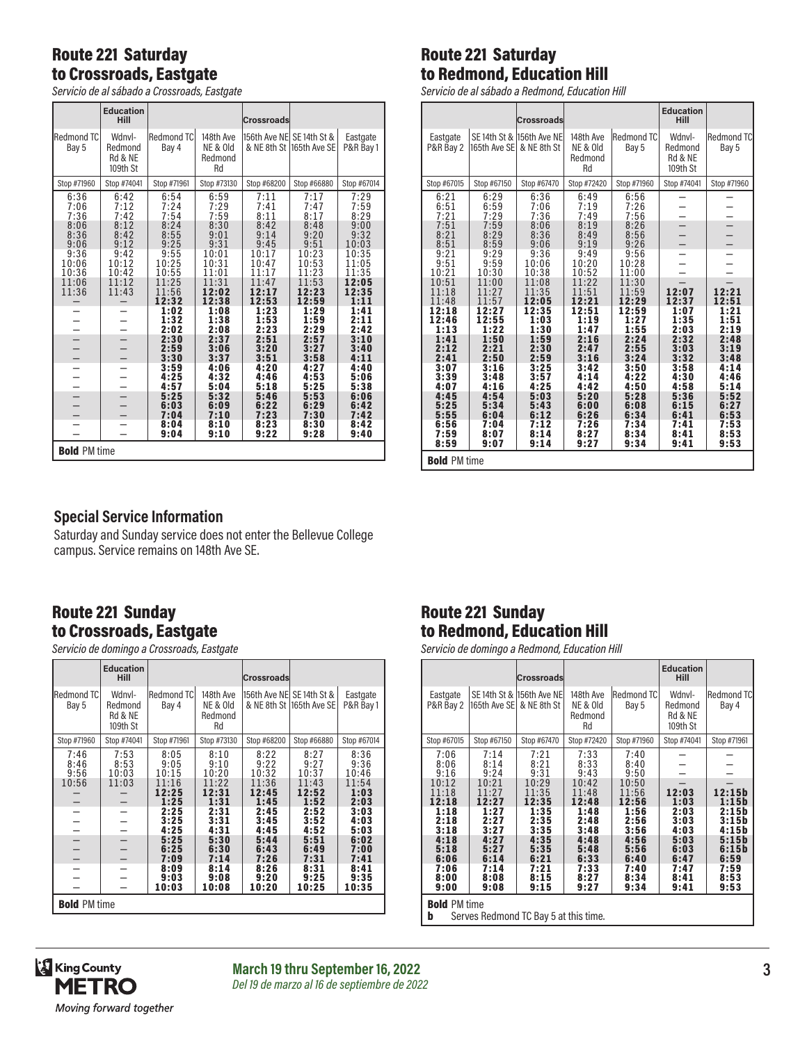## Route 221 Saturday to Crossroads, Eastgate

*Servicio de al sábado a Crossroads, Eastgate*

| | Education Hill | | | Crossroads | | |
|---|---|---|---|---|---|---|
| Redmond TC Bay 5 | Wdnvl-Redmond Rd & NE 109th St | Redmond TC Bay 4 | 148th Ave NE & Old Redmond Rd | 156th Ave NE & NE 8th St | SE 14th St & 165th Ave SE | Eastgate P&R Bay 1 |
| Stop #71960 | Stop #74041 | Stop #71961 | Stop #73130 | Stop #68200 | Stop #66880 | Stop #67014 |
| 6:36 | 6:42 | 6:54 | 6:59 | 7:11 | 7:17 | 7:29 |
| 7:06 | 7:12 | 7:24 | 7:29 | 7:41 | 7:47 | 7:59 |
| 7:36 | 7:42 | 7:54 | 7:59 | 8:11 | 8:17 | 8:29 |
| 8:06 | 8:12 | 8:24 | 8:30 | 8:42 | 8:48 | 9:00 |
| 8:36 | 8:42 | 8:55 | 9:01 | 9:14 | 9:20 | 9:32 |
| 9:06 | 9:12 | 9:25 | 9:31 | 9:45 | 9:51 | 10:03 |
| 9:36 | 9:42 | 9:55 | 10:01 | 10:17 | 10:23 | 10:35 |
| 10:06 | 10:12 | 10:25 | 10:31 | 10:47 | 10:53 | 11:05 |
| 10:36 | 10:42 | 10:55 | 11:01 | 11:17 | 11:23 | 11:35 |
| 11:06 | 11:12 | 11:25 | 11:31 | 11:47 | 11:53 | **12:05** |
| 11:36 | 11:43 | 11:56 | **12:02** | **12:17** | **12:23** | **12:35** |
| – | – | **12:32** | **12:38** | **12:53** | **12:59** | **1:11** |
| – | – | **1:02** | **1:08** | **1:23** | **1:29** | **1:41** |
| – | – | **1:32** | **1:38** | **1:53** | **1:59** | **2:11** |
| – | – | **2:02** | **2:08** | **2:23** | **2:29** | **2:42** |
| – | – | **2:30** | **2:37** | **2:51** | **2:57** | **3:10** |
| – | – | **2:59** | **3:06** | **3:20** | **3:27** | **3:40** |
| – | – | **3:30** | **3:37** | **3:51** | **3:58** | **4:11** |
| – | – | **3:59** | **4:06** | **4:20** | **4:27** | **4:40** |
| – | – | **4:25** | **4:32** | **4:46** | **4:53** | **5:06** |
| – | – | **4:57** | **5:04** | **5:18** | **5:25** | **5:38** |
| – | – | **5:25** | **5:32** | **5:46** | **5:53** | **6:06** |
| – | – | **6:03** | **6:09** | **6:22** | **6:29** | **6:42** |
| – | – | **7:04** | **7:10** | **7:23** | **7:30** | **7:42** |
| – | – | **8:04** | **8:10** | **8:23** | **8:30** | **8:42** |
| – | – | **9:04** | **9:10** | **9:22** | **9:28** | **9:40** |

**Bold** PM time

## Route 221 Saturday to Redmond, Education Hill

*Servicio de al sábado a Redmond, Education Hill*

| | | Crossroads | | | Education Hill | |
|---|---|---|---|---|---|---|
| Eastgate P&R Bay 2 | SE 14th St & 165th Ave SE | 156th Ave NE & NE 8th St | 148th Ave NE & Old Redmond Rd | Redmond TC Bay 5 | Wdnvl-Redmond Rd & NE 109th St | Redmond TC Bay 5 |
| Stop #67015 | Stop #67150 | Stop #67470 | Stop #72420 | Stop #71960 | Stop #74041 | Stop #71960 |
| 6:21 | 6:29 | 6:36 | 6:49 | 6:56 | – | – |
| 6:51 | 6:59 | 7:06 | 7:19 | 7:26 | – | – |
| 7:21 | 7:29 | 7:36 | 7:49 | 7:56 | – | – |
| 7:51 | 7:59 | 8:06 | 8:19 | 8:26 | – | – |
| 8:21 | 8:29 | 8:36 | 8:49 | 8:56 | – | – |
| 8:51 | 8:59 | 9:06 | 9:19 | 9:26 | – | – |
| 9:21 | 9:29 | 9:36 | 9:49 | 9:56 | – | – |
| 9:51 | 9:59 | 10:06 | 10:20 | 10:28 | – | – |
| 10:21 | 10:30 | 10:38 | 10:52 | 11:00 | – | – |
| 10:51 | 11:00 | 11:08 | 11:22 | 11:30 | – | – |
| 11:18 | 11:27 | 11:35 | 11:51 | 11:59 | **12:07** | **12:21** |
| 11:48 | 11:57 | **12:05** | **12:21** | **12:29** | **12:37** | **12:51** |
| **12:18** | **12:27** | **12:35** | **12:51** | **12:59** | **1:07** | **1:21** |
| **12:46** | **12:55** | **1:03** | **1:19** | **1:27** | **1:35** | **1:51** |
| **1:13** | **1:22** | **1:30** | **1:47** | **1:55** | **2:03** | **2:19** |
| **1:41** | **1:50** | **1:59** | **2:16** | **2:24** | **2:32** | **2:48** |
| **2:12** | **2:21** | **2:30** | **2:47** | **2:55** | **3:03** | **3:19** |
| **2:41** | **2:50** | **2:59** | **3:16** | **3:24** | **3:32** | **3:48** |
| **3:07** | **3:16** | **3:25** | **3:42** | **3:50** | **3:58** | **4:14** |
| **3:39** | **3:48** | **3:57** | **4:14** | **4:22** | **4:30** | **4:46** |
| **4:07** | **4:16** | **4:25** | **4:42** | **4:50** | **4:58** | **5:14** |
| **4:45** | **4:54** | **5:03** | **5:20** | **5:28** | **5:36** | **5:52** |
| **5:25** | **5:34** | **5:43** | **6:00** | **6:08** | **6:15** | **6:27** |
| **5:55** | **6:04** | **6:12** | **6:26** | **6:34** | **6:41** | **6:53** |
| **6:56** | **7:04** | **7:12** | **7:26** | **7:34** | **7:41** | **7:53** |
| **7:59** | **8:07** | **8:14** | **8:27** | **8:34** | **8:41** | **8:53** |
| **8:59** | **9:07** | **9:14** | **9:27** | **9:34** | **9:41** | **9:53** |

**Bold** PM time

### Special Service Information

Saturday and Sunday service does not enter the Bellevue College campus. Service remains on 148th Ave SE.

## Route 221 Sunday to Crossroads, Eastgate

*Servicio de domingo a Crossroads, Eastgate*

| | Education Hill | | | Crossroads | | |
|---|---|---|---|---|---|---|
| Redmond TC Bay 5 | Wdnvl-Redmond Rd & NE 109th St | Redmond TC Bay 4 | 148th Ave NE & Old Redmond Rd | 156th Ave NE & NE 8th St | SE 14th St & 165th Ave SE | Eastgate P&R Bay 1 |
| Stop #71960 | Stop #74041 | Stop #71961 | Stop #73130 | Stop #68200 | Stop #66880 | Stop #67014 |
| 7:46 | 7:53 | 8:05 | 8:10 | 8:22 | 8:27 | 8:36 |
| 8:46 | 8:53 | 9:05 | 9:10 | 9:22 | 9:27 | 9:36 |
| 9:56 | 10:03 | 10:15 | 10:20 | 10:32 | 10:37 | 10:46 |
| 10:56 | 11:03 | 11:16 | 11:22 | 11:36 | 11:43 | 11:54 |
| – | – | **12:25** | **12:31** | **12:45** | **12:52** | **1:03** |
| – | – | **1:25** | **1:31** | **1:45** | **1:52** | **2:03** |
| – | – | **2:25** | **2:31** | **2:45** | **2:52** | **3:03** |
| – | – | **3:25** | **3:31** | **3:45** | **3:52** | **4:03** |
| – | – | **4:25** | **4:31** | **4:45** | **4:52** | **5:03** |
| – | – | **5:25** | **5:30** | **5:44** | **5:51** | **6:02** |
| – | – | **6:25** | **6:30** | **6:43** | **6:49** | **7:00** |
| – | – | **7:09** | **7:14** | **7:26** | **7:31** | **7:41** |
| – | – | **8:09** | **8:14** | **8:26** | **8:31** | **8:41** |
| – | – | **9:03** | **9:08** | **9:20** | **9:25** | **9:35** |
| – | – | **10:03** | **10:08** | **10:20** | **10:25** | **10:35** |

**Bold** PM time

## Route 221 Sunday to Redmond, Education Hill

*Servicio de domingo a Redmond, Education Hill*

| | | Crossroads | | | Education Hill | |
|---|---|---|---|---|---|---|
| Eastgate P&R Bay 2 | SE 14th St & 165th Ave SE | 156th Ave NE & NE 8th St | 148th Ave NE & Old Redmond Rd | Redmond TC Bay 5 | Wdnvl-Redmond Rd & NE 109th St | Redmond TC Bay 4 |
| Stop #67015 | Stop #67150 | Stop #67470 | Stop #72420 | Stop #71960 | Stop #74041 | Stop #71961 |
| 7:06 | 7:14 | 7:21 | 7:33 | 7:40 | – | – |
| 8:06 | 8:14 | 8:21 | 8:33 | 8:40 | – | – |
| 9:16 | 9:24 | 9:31 | 9:43 | 9:50 | – | – |
| 10:12 | 10:21 | 10:29 | 10:42 | 10:50 | – | – |
| 11:18 | 11:27 | 11:35 | 11:48 | 11:56 | **12:03** | **12:15b** |
| **12:18** | **12:27** | **12:35** | **12:48** | **12:56** | **1:03** | **1:15b** |
| **1:18** | **1:27** | **1:35** | **1:48** | **1:56** | **2:03** | **2:15b** |
| **2:18** | **2:27** | **2:35** | **2:48** | **2:56** | **3:03** | **3:15b** |
| **3:18** | **3:27** | **3:35** | **3:48** | **3:56** | **4:03** | **4:15b** |
| **4:18** | **4:27** | **4:35** | **4:48** | **4:56** | **5:03** | **5:15b** |
| **5:18** | **5:27** | **5:35** | **5:48** | **5:56** | **6:03** | **6:15b** |
| **6:06** | **6:14** | **6:21** | **6:33** | **6:40** | **6:47** | **6:59** |
| **7:06** | **7:14** | **7:21** | **7:33** | **7:40** | **7:47** | **7:59** |
| **8:00** | **8:08** | **8:15** | **8:27** | **8:34** | **8:41** | **8:53** |
| **9:00** | **9:08** | **9:15** | **9:27** | **9:34** | **9:41** | **9:53** |

**Bold** PM time

**b** Serves Redmond TC Bay 5 at this time.

King County METRO

*Moving forward together*

**March 19 thru September 16, 2022**

*Del 19 de marzo al 16 de septiembre de 2022*